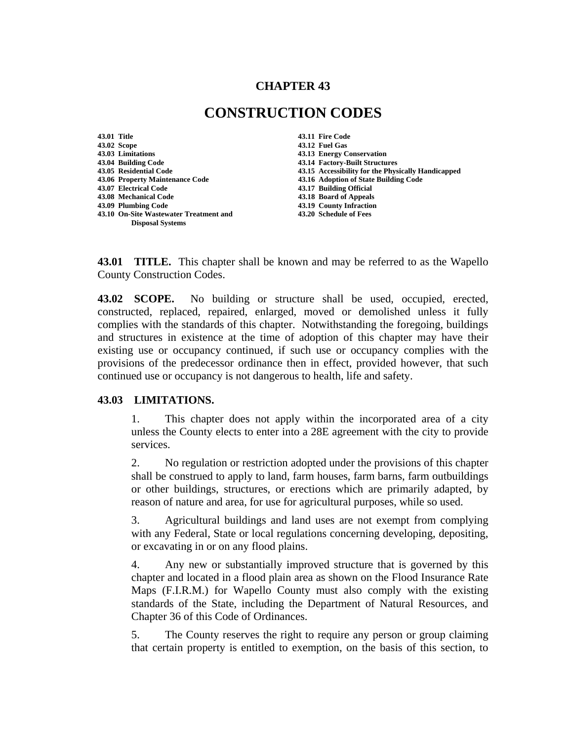# CHAPTER 43

# CONSTRUCTION CODES

**43.01 Title**
**43.02 Scope**
**43.03 Limitations**
**43.04 Building Code**
**43.05 Residential Code**
**43.06 Property Maintenance Code**
**43.07 Electrical Code**
**43.08 Mechanical Code**
**43.09 Plumbing Code**
**43.10 On-Site Wastewater Treatment and Disposal Systems**
**43.11 Fire Code**
**43.12 Fuel Gas**
**43.13 Energy Conservation**
**43.14 Factory-Built Structures**
**43.15 Accessibility for the Physically Handicapped**
**43.16 Adoption of State Building Code**
**43.17 Building Official**
**43.18 Board of Appeals**
**43.19 County Infraction**
**43.20 Schedule of Fees**

**43.01 TITLE.** This chapter shall be known and may be referred to as the Wapello County Construction Codes.

**43.02 SCOPE.** No building or structure shall be used, occupied, erected, constructed, replaced, repaired, enlarged, moved or demolished unless it fully complies with the standards of this chapter. Notwithstanding the foregoing, buildings and structures in existence at the time of adoption of this chapter may have their existing use or occupancy continued, if such use or occupancy complies with the provisions of the predecessor ordinance then in effect, provided however, that such continued use or occupancy is not dangerous to health, life and safety.

**43.03 LIMITATIONS.**

1. This chapter does not apply within the incorporated area of a city unless the County elects to enter into a 28E agreement with the city to provide services.

2. No regulation or restriction adopted under the provisions of this chapter shall be construed to apply to land, farm houses, farm barns, farm outbuildings or other buildings, structures, or erections which are primarily adapted, by reason of nature and area, for use for agricultural purposes, while so used.

3. Agricultural buildings and land uses are not exempt from complying with any Federal, State or local regulations concerning developing, depositing, or excavating in or on any flood plains.

4. Any new or substantially improved structure that is governed by this chapter and located in a flood plain area as shown on the Flood Insurance Rate Maps (F.I.R.M.) for Wapello County must also comply with the existing standards of the State, including the Department of Natural Resources, and Chapter 36 of this Code of Ordinances.

5. The County reserves the right to require any person or group claiming that certain property is entitled to exemption, on the basis of this section, to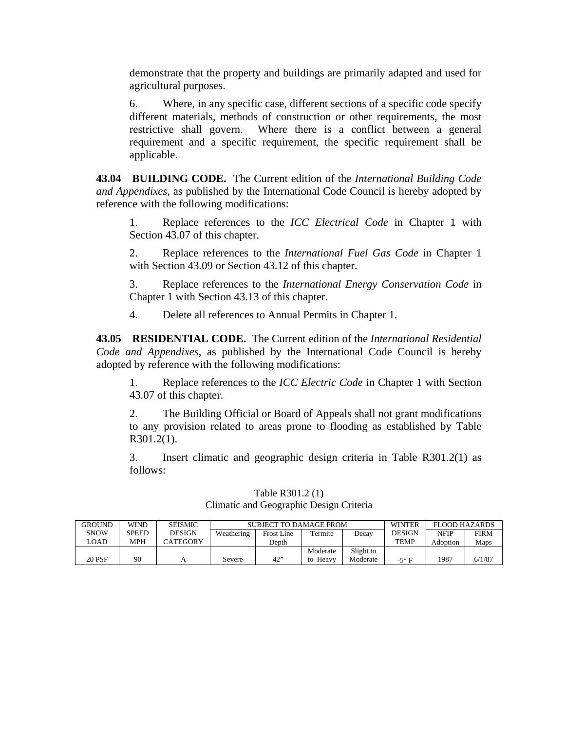demonstrate that the property and buildings are primarily adapted and used for agricultural purposes.

6. Where, in any specific case, different sections of a specific code specify different materials, methods of construction or other requirements, the most restrictive shall govern. Where there is a conflict between a general requirement and a specific requirement, the specific requirement shall be applicable.

**43.04 BUILDING CODE.** The Current edition of the *International Building Code and Appendixes*, as published by the International Code Council is hereby adopted by reference with the following modifications:

1. Replace references to the *ICC Electrical Code* in Chapter 1 with Section 43.07 of this chapter.

2. Replace references to the *International Fuel Gas Code* in Chapter 1 with Section 43.09 or Section 43.12 of this chapter.

3. Replace references to the *International Energy Conservation Code* in Chapter 1 with Section 43.13 of this chapter.

4. Delete all references to Annual Permits in Chapter 1.

**43.05 RESIDENTIAL CODE.** The Current edition of the *International Residential Code and Appendixes*, as published by the International Code Council is hereby adopted by reference with the following modifications:

1. Replace references to the *ICC Electric Code* in Chapter 1 with Section 43.07 of this chapter.

2. The Building Official or Board of Appeals shall not grant modifications to any provision related to areas prone to flooding as established by Table R301.2(1).

3. Insert climatic and geographic design criteria in Table R301.2(1) as follows:

Table R301.2 (1)
Climatic and Geographic Design Criteria

| GROUND SNOW LOAD | WIND SPEED MPH | SEISMIC DESIGN CATEGORY | SUBJECT TO DAMAGE FROM | | | | WINTER DESIGN TEMP | FLOOD HAZARDS | |
|---|---|---|---|---|---|---|---|---|---|
| | | | Weathering | Frost Line Depth | Termite | Decay | | NFIP Adoption | FIRM Maps |
| 20 PSF | 90 | A | Severe | 42” | Moderate to Heavy | Slight to Moderate | -5° F | 1987 | 6/1/87 |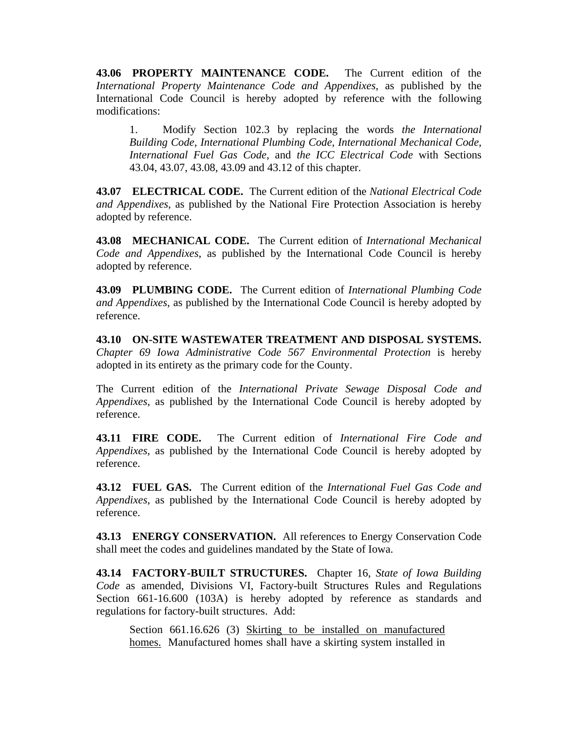**43.06 PROPERTY MAINTENANCE CODE.** The Current edition of the *International Property Maintenance Code and Appendixes*, as published by the International Code Council is hereby adopted by reference with the following modifications:

> 1. Modify Section 102.3 by replacing the words *the International Building Code*, *International Plumbing Code*, *International Mechanical Code*, *International Fuel Gas Code*, and *the ICC Electrical Code* with Sections 43.04, 43.07, 43.08, 43.09 and 43.12 of this chapter.

**43.07 ELECTRICAL CODE.** The Current edition of the *National Electrical Code and Appendixes*, as published by the National Fire Protection Association is hereby adopted by reference.

**43.08 MECHANICAL CODE.** The Current edition of *International Mechanical Code and Appendixes*, as published by the International Code Council is hereby adopted by reference.

**43.09 PLUMBING CODE.** The Current edition of *International Plumbing Code and Appendixes*, as published by the International Code Council is hereby adopted by reference.

**43.10 ON-SITE WASTEWATER TREATMENT AND DISPOSAL SYSTEMS.** *Chapter 69 Iowa Administrative Code 567 Environmental Protection* is hereby adopted in its entirety as the primary code for the County.

The Current edition of the *International Private Sewage Disposal Code and Appendixes*, as published by the International Code Council is hereby adopted by reference.

**43.11 FIRE CODE.** The Current edition of *International Fire Code and Appendixes*, as published by the International Code Council is hereby adopted by reference.

**43.12 FUEL GAS.** The Current edition of the *International Fuel Gas Code and Appendixes*, as published by the International Code Council is hereby adopted by reference.

**43.13 ENERGY CONSERVATION.** All references to Energy Conservation Code shall meet the codes and guidelines mandated by the State of Iowa.

**43.14 FACTORY-BUILT STRUCTURES.** Chapter 16, *State of Iowa Building Code* as amended, Divisions VI, Factory-built Structures Rules and Regulations Section 661-16.600 (103A) is hereby adopted by reference as standards and regulations for factory-built structures. Add:

> Section 661.16.626 (3) <u>Skirting to be installed on manufactured homes.</u> Manufactured homes shall have a skirting system installed in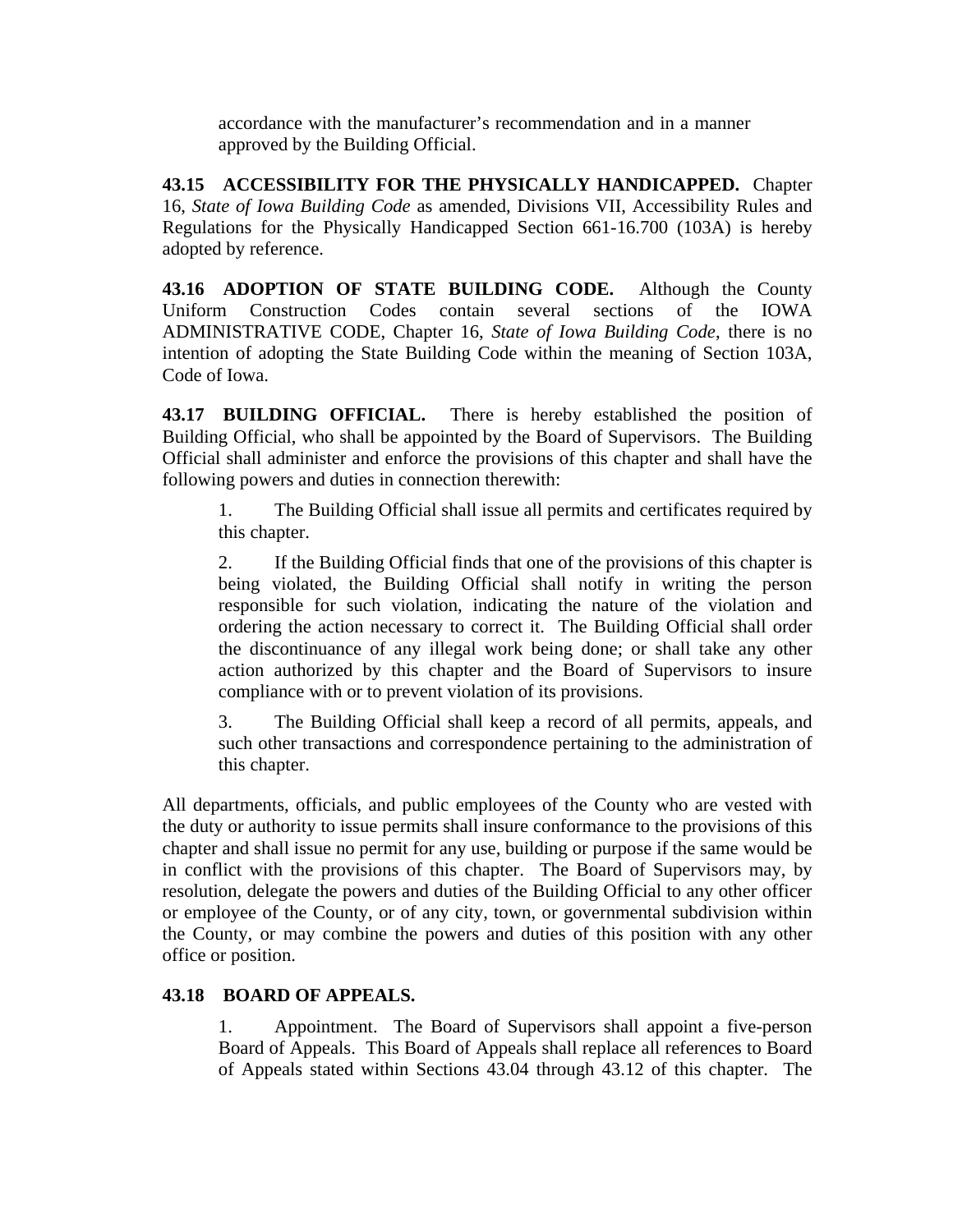accordance with the manufacturer's recommendation and in a manner approved by the Building Official.

**43.15 ACCESSIBILITY FOR THE PHYSICALLY HANDICAPPED.** Chapter 16, *State of Iowa Building Code* as amended, Divisions VII, Accessibility Rules and Regulations for the Physically Handicapped Section 661-16.700 (103A) is hereby adopted by reference.

**43.16 ADOPTION OF STATE BUILDING CODE.** Although the County Uniform Construction Codes contain several sections of the IOWA ADMINISTRATIVE CODE, Chapter 16, *State of Iowa Building Code*, there is no intention of adopting the State Building Code within the meaning of Section 103A, Code of Iowa.

**43.17 BUILDING OFFICIAL.** There is hereby established the position of Building Official, who shall be appointed by the Board of Supervisors. The Building Official shall administer and enforce the provisions of this chapter and shall have the following powers and duties in connection therewith:

1. The Building Official shall issue all permits and certificates required by this chapter.

2. If the Building Official finds that one of the provisions of this chapter is being violated, the Building Official shall notify in writing the person responsible for such violation, indicating the nature of the violation and ordering the action necessary to correct it. The Building Official shall order the discontinuance of any illegal work being done; or shall take any other action authorized by this chapter and the Board of Supervisors to insure compliance with or to prevent violation of its provisions.

3. The Building Official shall keep a record of all permits, appeals, and such other transactions and correspondence pertaining to the administration of this chapter.

All departments, officials, and public employees of the County who are vested with the duty or authority to issue permits shall insure conformance to the provisions of this chapter and shall issue no permit for any use, building or purpose if the same would be in conflict with the provisions of this chapter. The Board of Supervisors may, by resolution, delegate the powers and duties of the Building Official to any other officer or employee of the County, or of any city, town, or governmental subdivision within the County, or may combine the powers and duties of this position with any other office or position.

**43.18 BOARD OF APPEALS.**

1. Appointment. The Board of Supervisors shall appoint a five-person Board of Appeals. This Board of Appeals shall replace all references to Board of Appeals stated within Sections 43.04 through 43.12 of this chapter. The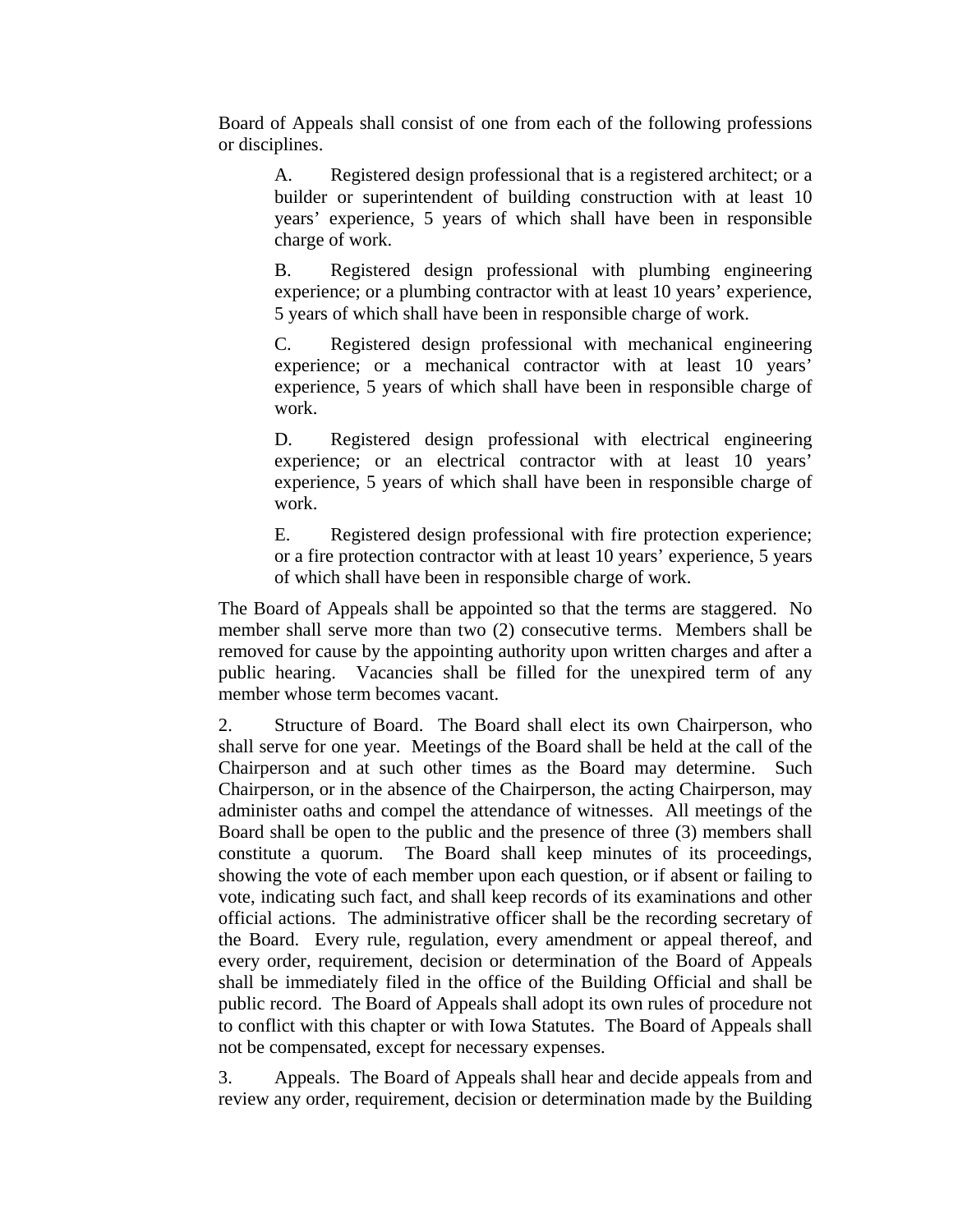Board of Appeals shall consist of one from each of the following professions or disciplines.

> A. Registered design professional that is a registered architect; or a builder or superintendent of building construction with at least 10 years' experience, 5 years of which shall have been in responsible charge of work.
>
> B. Registered design professional with plumbing engineering experience; or a plumbing contractor with at least 10 years' experience, 5 years of which shall have been in responsible charge of work.
>
> C. Registered design professional with mechanical engineering experience; or a mechanical contractor with at least 10 years' experience, 5 years of which shall have been in responsible charge of work.
>
> D. Registered design professional with electrical engineering experience; or an electrical contractor with at least 10 years' experience, 5 years of which shall have been in responsible charge of work.
>
> E. Registered design professional with fire protection experience; or a fire protection contractor with at least 10 years' experience, 5 years of which shall have been in responsible charge of work.

The Board of Appeals shall be appointed so that the terms are staggered. No member shall serve more than two (2) consecutive terms. Members shall be removed for cause by the appointing authority upon written charges and after a public hearing. Vacancies shall be filled for the unexpired term of any member whose term becomes vacant.

2. Structure of Board. The Board shall elect its own Chairperson, who shall serve for one year. Meetings of the Board shall be held at the call of the Chairperson and at such other times as the Board may determine. Such Chairperson, or in the absence of the Chairperson, the acting Chairperson, may administer oaths and compel the attendance of witnesses. All meetings of the Board shall be open to the public and the presence of three (3) members shall constitute a quorum. The Board shall keep minutes of its proceedings, showing the vote of each member upon each question, or if absent or failing to vote, indicating such fact, and shall keep records of its examinations and other official actions. The administrative officer shall be the recording secretary of the Board. Every rule, regulation, every amendment or appeal thereof, and every order, requirement, decision or determination of the Board of Appeals shall be immediately filed in the office of the Building Official and shall be public record. The Board of Appeals shall adopt its own rules of procedure not to conflict with this chapter or with Iowa Statutes. The Board of Appeals shall not be compensated, except for necessary expenses.

3. Appeals. The Board of Appeals shall hear and decide appeals from and review any order, requirement, decision or determination made by the Building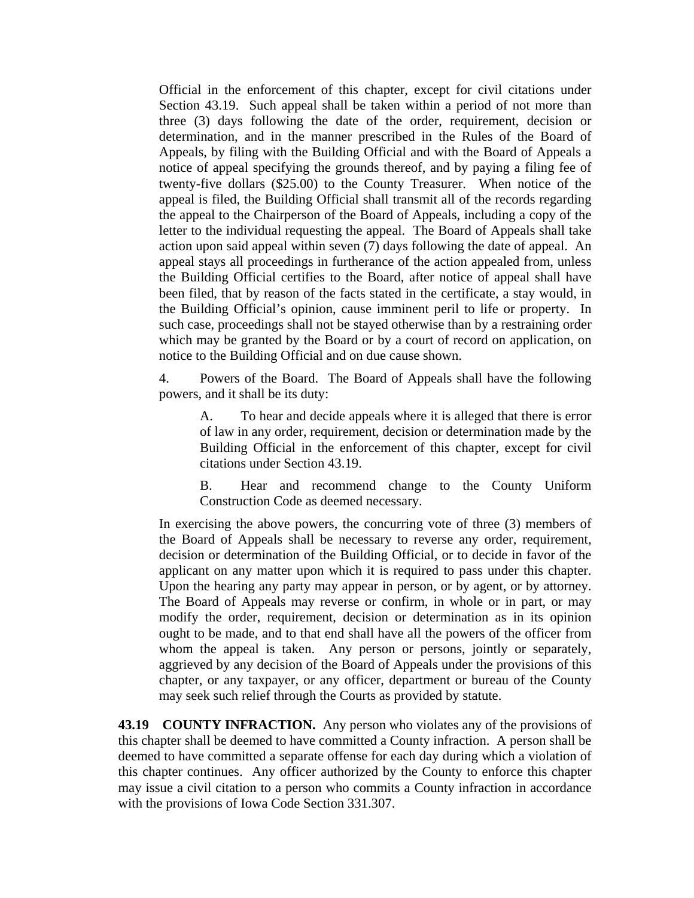Official in the enforcement of this chapter, except for civil citations under Section 43.19. Such appeal shall be taken within a period of not more than three (3) days following the date of the order, requirement, decision or determination, and in the manner prescribed in the Rules of the Board of Appeals, by filing with the Building Official and with the Board of Appeals a notice of appeal specifying the grounds thereof, and by paying a filing fee of twenty-five dollars ($25.00) to the County Treasurer. When notice of the appeal is filed, the Building Official shall transmit all of the records regarding the appeal to the Chairperson of the Board of Appeals, including a copy of the letter to the individual requesting the appeal. The Board of Appeals shall take action upon said appeal within seven (7) days following the date of appeal. An appeal stays all proceedings in furtherance of the action appealed from, unless the Building Official certifies to the Board, after notice of appeal shall have been filed, that by reason of the facts stated in the certificate, a stay would, in the Building Official's opinion, cause imminent peril to life or property. In such case, proceedings shall not be stayed otherwise than by a restraining order which may be granted by the Board or by a court of record on application, on notice to the Building Official and on due cause shown.

4. Powers of the Board. The Board of Appeals shall have the following powers, and it shall be its duty:

   A. To hear and decide appeals where it is alleged that there is error of law in any order, requirement, decision or determination made by the Building Official in the enforcement of this chapter, except for civil citations under Section 43.19.

   B. Hear and recommend change to the County Uniform Construction Code as deemed necessary.

In exercising the above powers, the concurring vote of three (3) members of the Board of Appeals shall be necessary to reverse any order, requirement, decision or determination of the Building Official, or to decide in favor of the applicant on any matter upon which it is required to pass under this chapter. Upon the hearing any party may appear in person, or by agent, or by attorney. The Board of Appeals may reverse or confirm, in whole or in part, or may modify the order, requirement, decision or determination as in its opinion ought to be made, and to that end shall have all the powers of the officer from whom the appeal is taken. Any person or persons, jointly or separately, aggrieved by any decision of the Board of Appeals under the provisions of this chapter, or any taxpayer, or any officer, department or bureau of the County may seek such relief through the Courts as provided by statute.

**43.19 COUNTY INFRACTION.** Any person who violates any of the provisions of this chapter shall be deemed to have committed a County infraction. A person shall be deemed to have committed a separate offense for each day during which a violation of this chapter continues. Any officer authorized by the County to enforce this chapter may issue a civil citation to a person who commits a County infraction in accordance with the provisions of Iowa Code Section 331.307.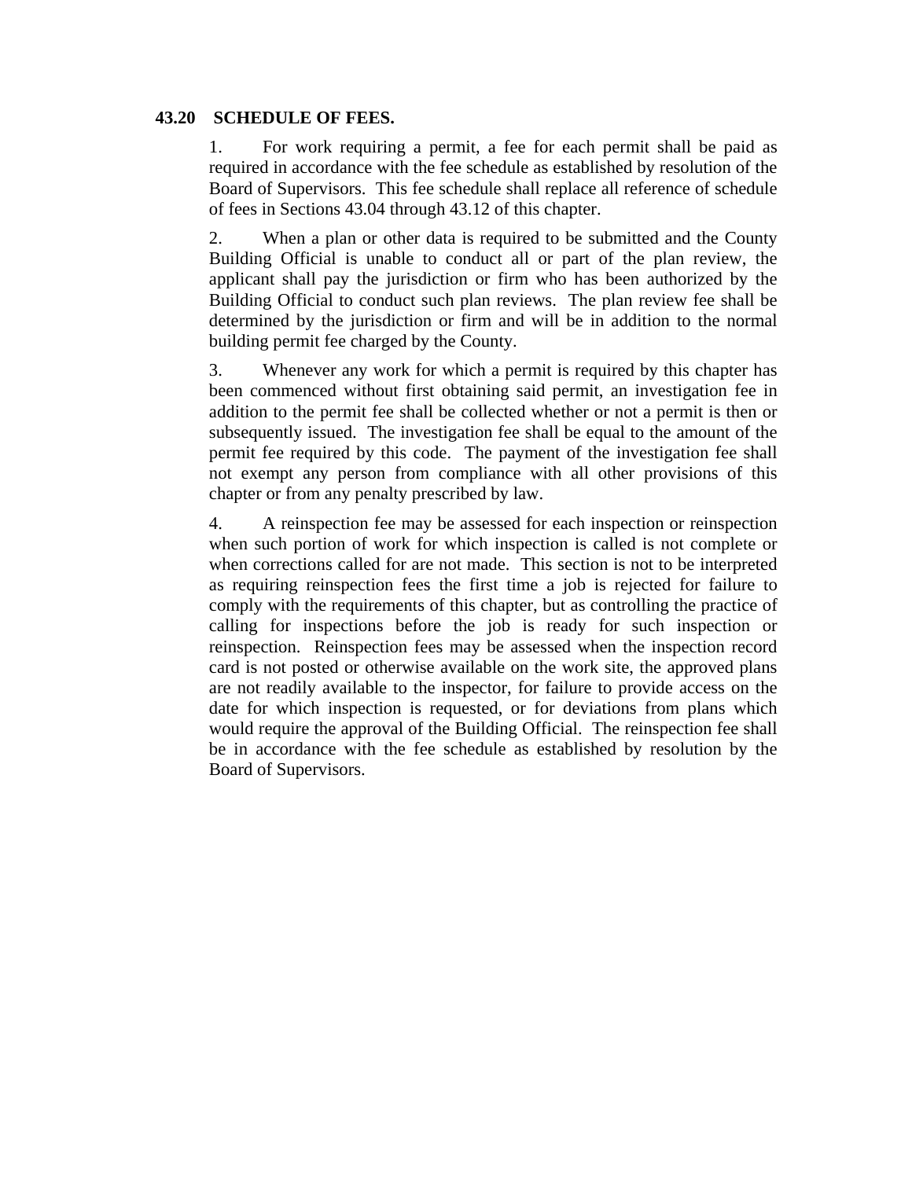**43.20 SCHEDULE OF FEES.**

1. For work requiring a permit, a fee for each permit shall be paid as required in accordance with the fee schedule as established by resolution of the Board of Supervisors. This fee schedule shall replace all reference of schedule of fees in Sections 43.04 through 43.12 of this chapter.

2. When a plan or other data is required to be submitted and the County Building Official is unable to conduct all or part of the plan review, the applicant shall pay the jurisdiction or firm who has been authorized by the Building Official to conduct such plan reviews. The plan review fee shall be determined by the jurisdiction or firm and will be in addition to the normal building permit fee charged by the County.

3. Whenever any work for which a permit is required by this chapter has been commenced without first obtaining said permit, an investigation fee in addition to the permit fee shall be collected whether or not a permit is then or subsequently issued. The investigation fee shall be equal to the amount of the permit fee required by this code. The payment of the investigation fee shall not exempt any person from compliance with all other provisions of this chapter or from any penalty prescribed by law.

4. A reinspection fee may be assessed for each inspection or reinspection when such portion of work for which inspection is called is not complete or when corrections called for are not made. This section is not to be interpreted as requiring reinspection fees the first time a job is rejected for failure to comply with the requirements of this chapter, but as controlling the practice of calling for inspections before the job is ready for such inspection or reinspection. Reinspection fees may be assessed when the inspection record card is not posted or otherwise available on the work site, the approved plans are not readily available to the inspector, for failure to provide access on the date for which inspection is requested, or for deviations from plans which would require the approval of the Building Official. The reinspection fee shall be in accordance with the fee schedule as established by resolution by the Board of Supervisors.